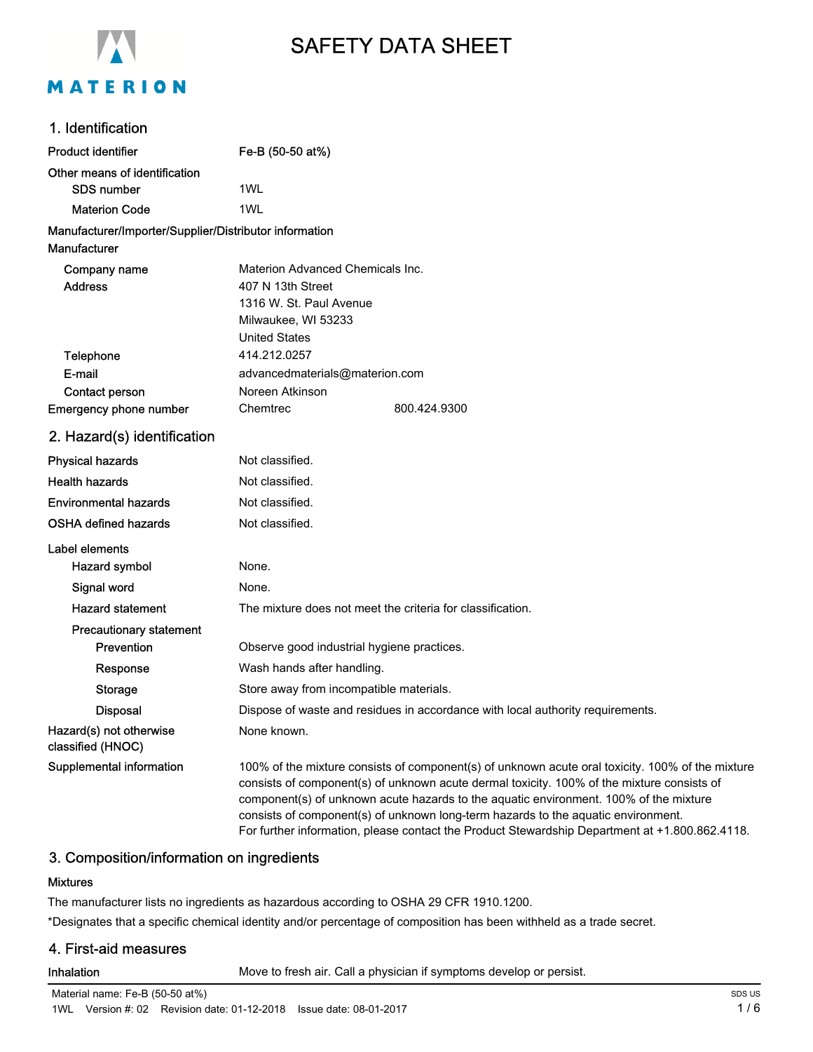MATERION

# SAFETY DATA SHEET

## 1. Identification

**Product identifier** Fe-B (50-50 at%)

**Other means of identification**

- **SDS number** 1WL
- **Materion Code** 1WL

**Manufacturer/Importer/Supplier/Distributor information**

**Manufacturer**

| | |
|---|---|
| **Company name** | Materion Advanced Chemicals Inc. |
| **Address** | 407 N 13th Street<br>1316 W. St. Paul Avenue<br>Milwaukee, WI 53233<br>United States |
| **Telephone** | 414.212.0257 |
| **E-mail** | advancedmaterials@materion.com |
| **Contact person** | Noreen Atkinson |
| **Emergency phone number** | Chemtrec 800.424.9300 |

## 2. Hazard(s) identification

| | |
|---|---|
| **Physical hazards** | Not classified. |
| **Health hazards** | Not classified. |
| **Environmental hazards** | Not classified. |
| **OSHA defined hazards** | Not classified. |

**Label elements**

| | |
|---|---|
| **Hazard symbol** | None. |
| **Signal word** | None. |
| **Hazard statement** | The mixture does not meet the criteria for classification. |

**Precautionary statement**

| | |
|---|---|
| **Prevention** | Observe good industrial hygiene practices. |
| **Response** | Wash hands after handling. |
| **Storage** | Store away from incompatible materials. |
| **Disposal** | Dispose of waste and residues in accordance with local authority requirements. |

**Hazard(s) not otherwise classified (HNOC)** None known.

**Supplemental information** 100% of the mixture consists of component(s) of unknown acute oral toxicity. 100% of the mixture consists of component(s) of unknown acute dermal toxicity. 100% of the mixture consists of component(s) of unknown acute hazards to the aquatic environment. 100% of the mixture consists of component(s) of unknown long-term hazards to the aquatic environment.
For further information, please contact the Product Stewardship Department at +1.800.862.4118.

## 3. Composition/information on ingredients

**Mixtures**

The manufacturer lists no ingredients as hazardous according to OSHA 29 CFR 1910.1200.

*Designates that a specific chemical identity and/or percentage of composition has been withheld as a trade secret.

## 4. First-aid measures

**Inhalation** Move to fresh air. Call a physician if symptoms develop or persist.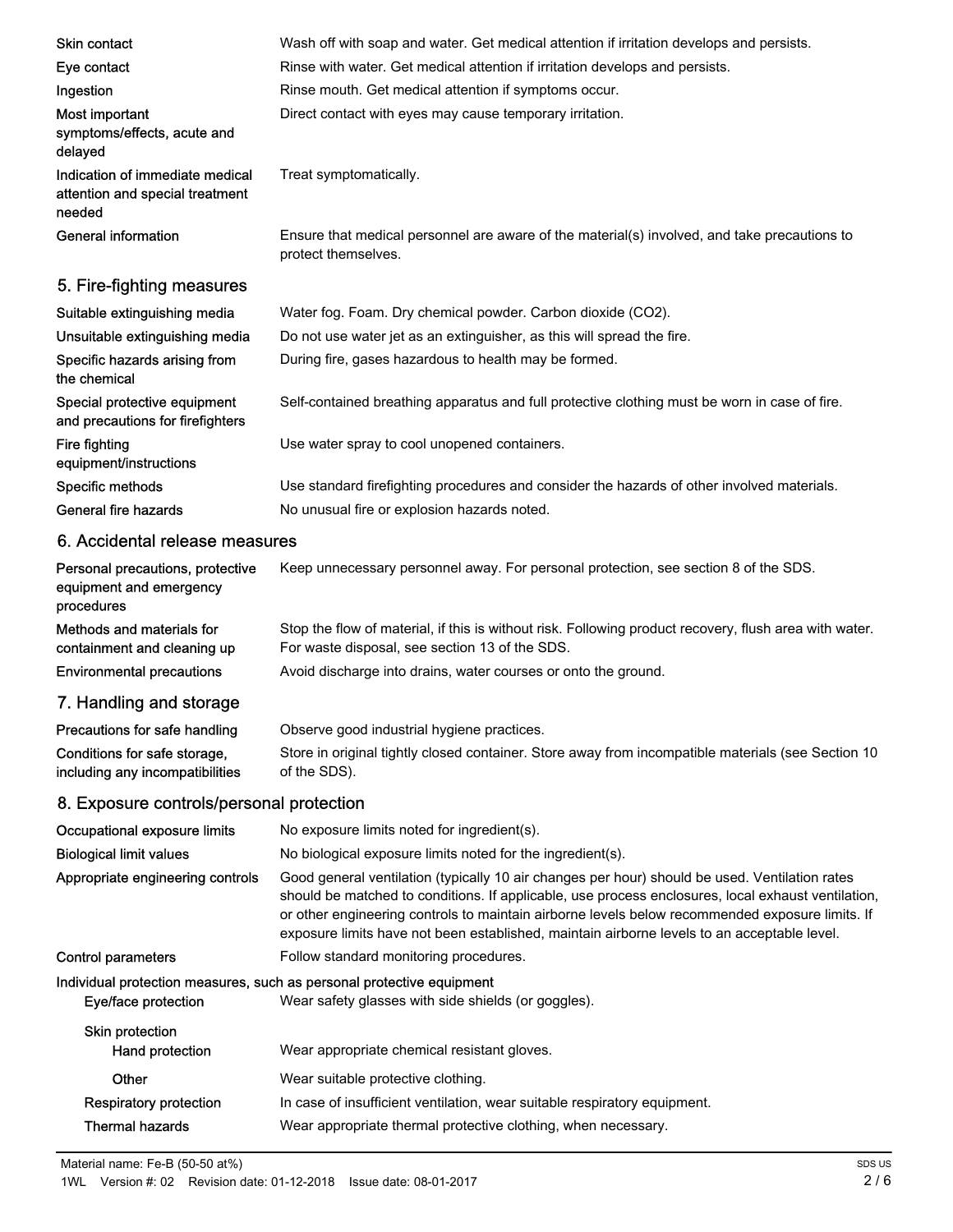| | |
|---|---|
| **Skin contact** | Wash off with soap and water. Get medical attention if irritation develops and persists. |
| **Eye contact** | Rinse with water. Get medical attention if irritation develops and persists. |
| **Ingestion** | Rinse mouth. Get medical attention if symptoms occur. |
| **Most important symptoms/effects, acute and delayed** | Direct contact with eyes may cause temporary irritation. |
| **Indication of immediate medical attention and special treatment needed** | Treat symptomatically. |
| **General information** | Ensure that medical personnel are aware of the material(s) involved, and take precautions to protect themselves. |

## 5. Fire-fighting measures

| | |
|---|---|
| **Suitable extinguishing media** | Water fog. Foam. Dry chemical powder. Carbon dioxide ($CO_2$). |
| **Unsuitable extinguishing media** | Do not use water jet as an extinguisher, as this will spread the fire. |
| **Specific hazards arising from the chemical** | During fire, gases hazardous to health may be formed. |
| **Special protective equipment and precautions for firefighters** | Self-contained breathing apparatus and full protective clothing must be worn in case of fire. |
| **Fire fighting equipment/instructions** | Use water spray to cool unopened containers. |
| **Specific methods** | Use standard firefighting procedures and consider the hazards of other involved materials. |
| **General fire hazards** | No unusual fire or explosion hazards noted. |

## 6. Accidental release measures

| | |
|---|---|
| **Personal precautions, protective equipment and emergency procedures** | Keep unnecessary personnel away. For personal protection, see section 8 of the SDS. |
| **Methods and materials for containment and cleaning up** | Stop the flow of material, if this is without risk. Following product recovery, flush area with water. For waste disposal, see section 13 of the SDS. |
| **Environmental precautions** | Avoid discharge into drains, water courses or onto the ground. |

## 7. Handling and storage

| | |
|---|---|
| **Precautions for safe handling** | Observe good industrial hygiene practices. |
| **Conditions for safe storage, including any incompatibilities** | Store in original tightly closed container. Store away from incompatible materials (see Section 10 of the SDS). |

## 8. Exposure controls/personal protection

| | |
|---|---|
| **Occupational exposure limits** | No exposure limits noted for ingredient(s). |
| **Biological limit values** | No biological exposure limits noted for the ingredient(s). |
| **Appropriate engineering controls** | Good general ventilation (typically 10 air changes per hour) should be used. Ventilation rates should be matched to conditions. If applicable, use process enclosures, local exhaust ventilation, or other engineering controls to maintain airborne levels below recommended exposure limits. If exposure limits have not been established, maintain airborne levels to an acceptable level. |
| **Control parameters** | Follow standard monitoring procedures. |

**Individual protection measures, such as personal protective equipment**

| | |
|---|---|
| **Eye/face protection** | Wear safety glasses with side shields (or goggles). |
| **Skin protection** | |
| **Hand protection** | Wear appropriate chemical resistant gloves. |
| **Other** | Wear suitable protective clothing. |
| **Respiratory protection** | In case of insufficient ventilation, wear suitable respiratory equipment. |
| **Thermal hazards** | Wear appropriate thermal protective clothing, when necessary. |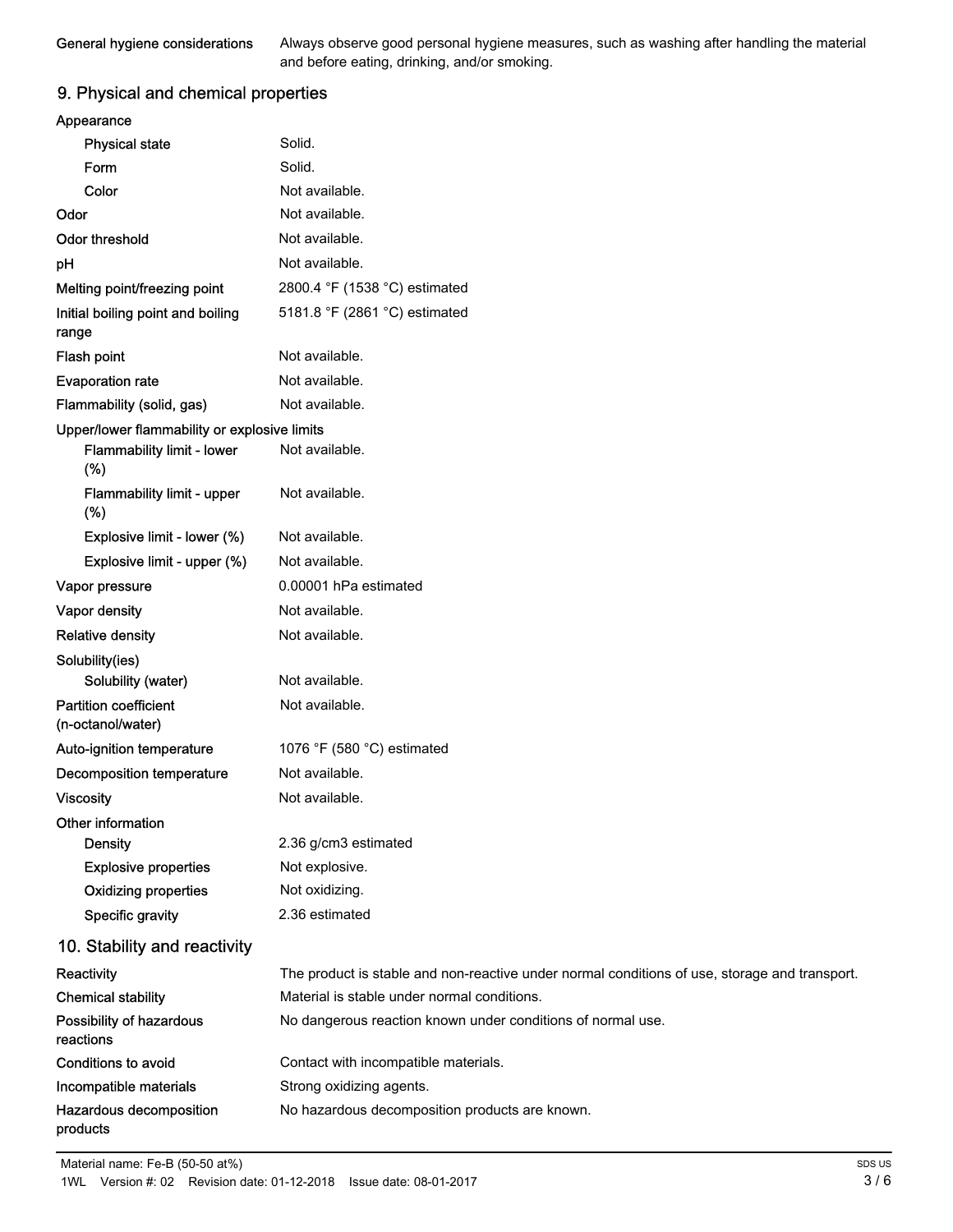| | |
|---|---|
| **General hygiene considerations** | Always observe good personal hygiene measures, such as washing after handling the material and before eating, drinking, and/or smoking. |

## 9. Physical and chemical properties

| | |
|---|---|
| **Appearance** | |
| **Physical state** | Solid. |
| **Form** | Solid. |
| **Color** | Not available. |
| **Odor** | Not available. |
| **Odor threshold** | Not available. |
| **pH** | Not available. |
| **Melting point/freezing point** | 2800.4 °F (1538 °C) estimated |
| **Initial boiling point and boiling range** | 5181.8 °F (2861 °C) estimated |
| **Flash point** | Not available. |
| **Evaporation rate** | Not available. |
| **Flammability (solid, gas)** | Not available. |
| **Upper/lower flammability or explosive limits** | |
| **Flammability limit - lower (%)** | Not available. |
| **Flammability limit - upper (%)** | Not available. |
| **Explosive limit - lower (%)** | Not available. |
| **Explosive limit - upper (%)** | Not available. |
| **Vapor pressure** | 0.00001 hPa estimated |
| **Vapor density** | Not available. |
| **Relative density** | Not available. |
| **Solubility(ies)** | |
| **Solubility (water)** | Not available. |
| **Partition coefficient (n-octanol/water)** | Not available. |
| **Auto-ignition temperature** | 1076 °F (580 °C) estimated |
| **Decomposition temperature** | Not available. |
| **Viscosity** | Not available. |
| **Other information** | |
| **Density** | 2.36 g/cm3 estimated |
| **Explosive properties** | Not explosive. |
| **Oxidizing properties** | Not oxidizing. |
| **Specific gravity** | 2.36 estimated |

## 10. Stability and reactivity

| | |
|---|---|
| **Reactivity** | The product is stable and non-reactive under normal conditions of use, storage and transport. |
| **Chemical stability** | Material is stable under normal conditions. |
| **Possibility of hazardous reactions** | No dangerous reaction known under conditions of normal use. |
| **Conditions to avoid** | Contact with incompatible materials. |
| **Incompatible materials** | Strong oxidizing agents. |
| **Hazardous decomposition products** | No hazardous decomposition products are known. |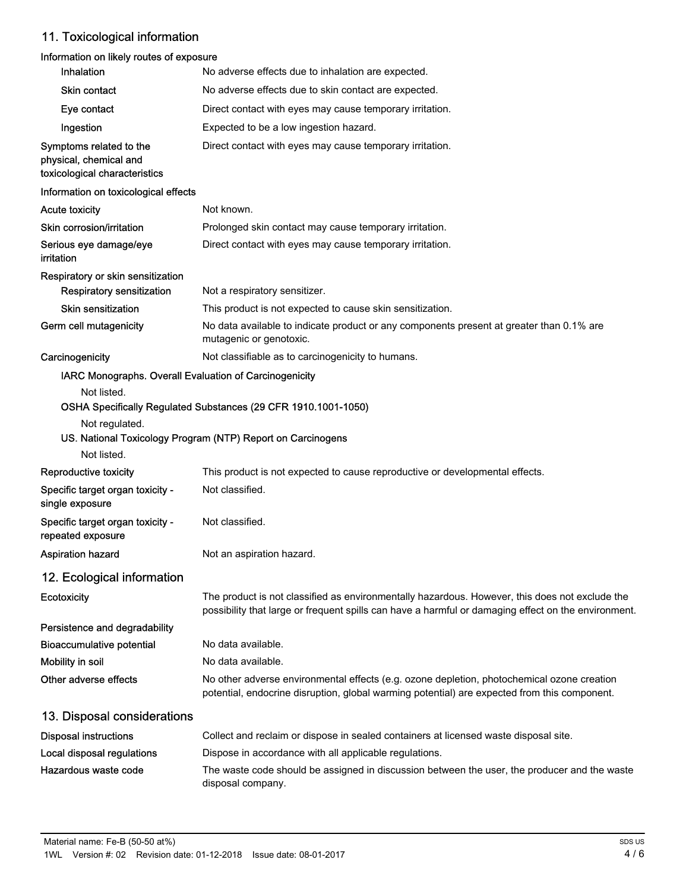## 11. Toxicological information

**Information on likely routes of exposure**

| | |
|---|---|
| Inhalation | No adverse effects due to inhalation are expected. |
| Skin contact | No adverse effects due to skin contact are expected. |
| Eye contact | Direct contact with eyes may cause temporary irritation. |
| Ingestion | Expected to be a low ingestion hazard. |
| Symptoms related to the physical, chemical and toxicological characteristics | Direct contact with eyes may cause temporary irritation. |

**Information on toxicological effects**

| | |
|---|---|
| Acute toxicity | Not known. |
| Skin corrosion/irritation | Prolonged skin contact may cause temporary irritation. |
| Serious eye damage/eye irritation | Direct contact with eyes may cause temporary irritation. |

**Respiratory or skin sensitization**

| | |
|---|---|
| Respiratory sensitization | Not a respiratory sensitizer. |
| Skin sensitization | This product is not expected to cause skin sensitization. |
| Germ cell mutagenicity | No data available to indicate product or any components present at greater than 0.1% are mutagenic or genotoxic. |
| Carcinogenicity | Not classifiable as to carcinogenicity to humans. |

**IARC Monographs. Overall Evaluation of Carcinogenicity**

Not listed.

**OSHA Specifically Regulated Substances (29 CFR 1910.1001-1050)**

Not regulated.

**US. National Toxicology Program (NTP) Report on Carcinogens**

Not listed.

| | |
|---|---|
| Reproductive toxicity | This product is not expected to cause reproductive or developmental effects. |
| Specific target organ toxicity - single exposure | Not classified. |
| Specific target organ toxicity - repeated exposure | Not classified. |
| Aspiration hazard | Not an aspiration hazard. |

## 12. Ecological information

| | |
|---|---|
| Ecotoxicity | The product is not classified as environmentally hazardous. However, this does not exclude the possibility that large or frequent spills can have a harmful or damaging effect on the environment. |
| Persistence and degradability | |
| Bioaccumulative potential | No data available. |
| Mobility in soil | No data available. |
| Other adverse effects | No other adverse environmental effects (e.g. ozone depletion, photochemical ozone creation potential, endocrine disruption, global warming potential) are expected from this component. |

## 13. Disposal considerations

| | |
|---|---|
| Disposal instructions | Collect and reclaim or dispose in sealed containers at licensed waste disposal site. |
| Local disposal regulations | Dispose in accordance with all applicable regulations. |
| Hazardous waste code | The waste code should be assigned in discussion between the user, the producer and the waste disposal company. |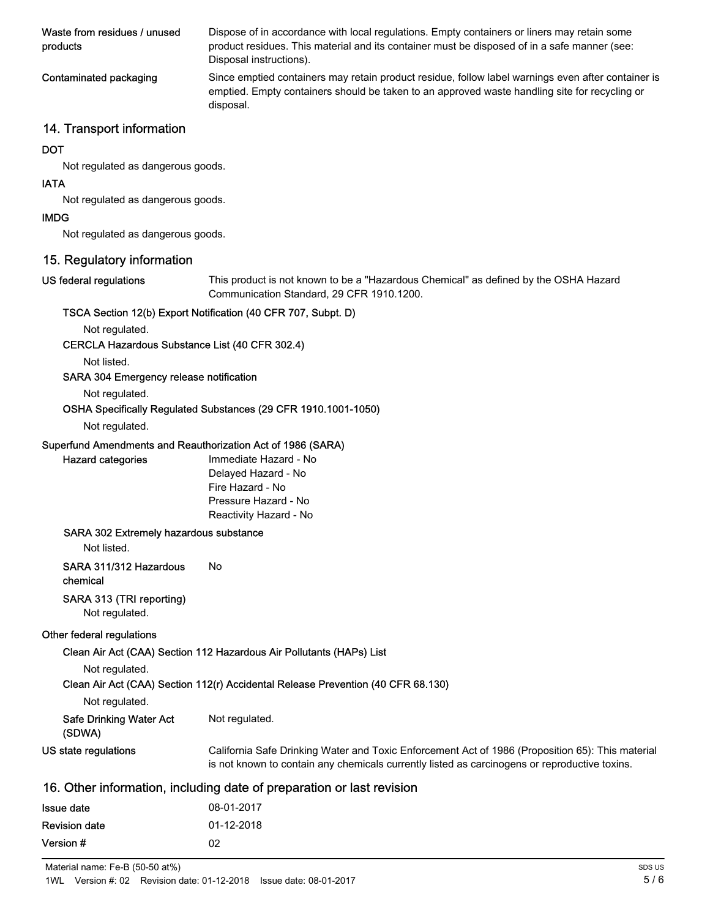**Waste from residues / unused products**
Dispose of in accordance with local regulations. Empty containers or liners may retain some product residues. This material and its container must be disposed of in a safe manner (see: Disposal instructions).

**Contaminated packaging**
Since emptied containers may retain product residue, follow label warnings even after container is emptied. Empty containers should be taken to an approved waste handling site for recycling or disposal.

## 14. Transport information

**DOT**

Not regulated as dangerous goods.

**IATA**

Not regulated as dangerous goods.

**IMDG**

Not regulated as dangerous goods.

## 15. Regulatory information

**US federal regulations**
This product is not known to be a "Hazardous Chemical" as defined by the OSHA Hazard Communication Standard, 29 CFR 1910.1200.

**TSCA Section 12(b) Export Notification (40 CFR 707, Subpt. D)**

Not regulated.

**CERCLA Hazardous Substance List (40 CFR 302.4)**

Not listed.

**SARA 304 Emergency release notification**

Not regulated.

**OSHA Specifically Regulated Substances (29 CFR 1910.1001-1050)**

Not regulated.

**Superfund Amendments and Reauthorization Act of 1986 (SARA)**

**Hazard categories**
Immediate Hazard - No
Delayed Hazard - No
Fire Hazard - No
Pressure Hazard - No
Reactivity Hazard - No

**SARA 302 Extremely hazardous substance**

Not listed.

**SARA 311/312 Hazardous chemical**
No

**SARA 313 (TRI reporting)**

Not regulated.

**Other federal regulations**

**Clean Air Act (CAA) Section 112 Hazardous Air Pollutants (HAPs) List**

Not regulated.

**Clean Air Act (CAA) Section 112(r) Accidental Release Prevention (40 CFR 68.130)**

Not regulated.

**Safe Drinking Water Act (SDWA)**
Not regulated.

**US state regulations**
California Safe Drinking Water and Toxic Enforcement Act of 1986 (Proposition 65): This material is not known to contain any chemicals currently listed as carcinogens or reproductive toxins.

## 16. Other information, including date of preparation or last revision

| | |
|---|---|
| **Issue date** | 08-01-2017 |
| **Revision date** | 01-12-2018 |
| **Version #** | 02 |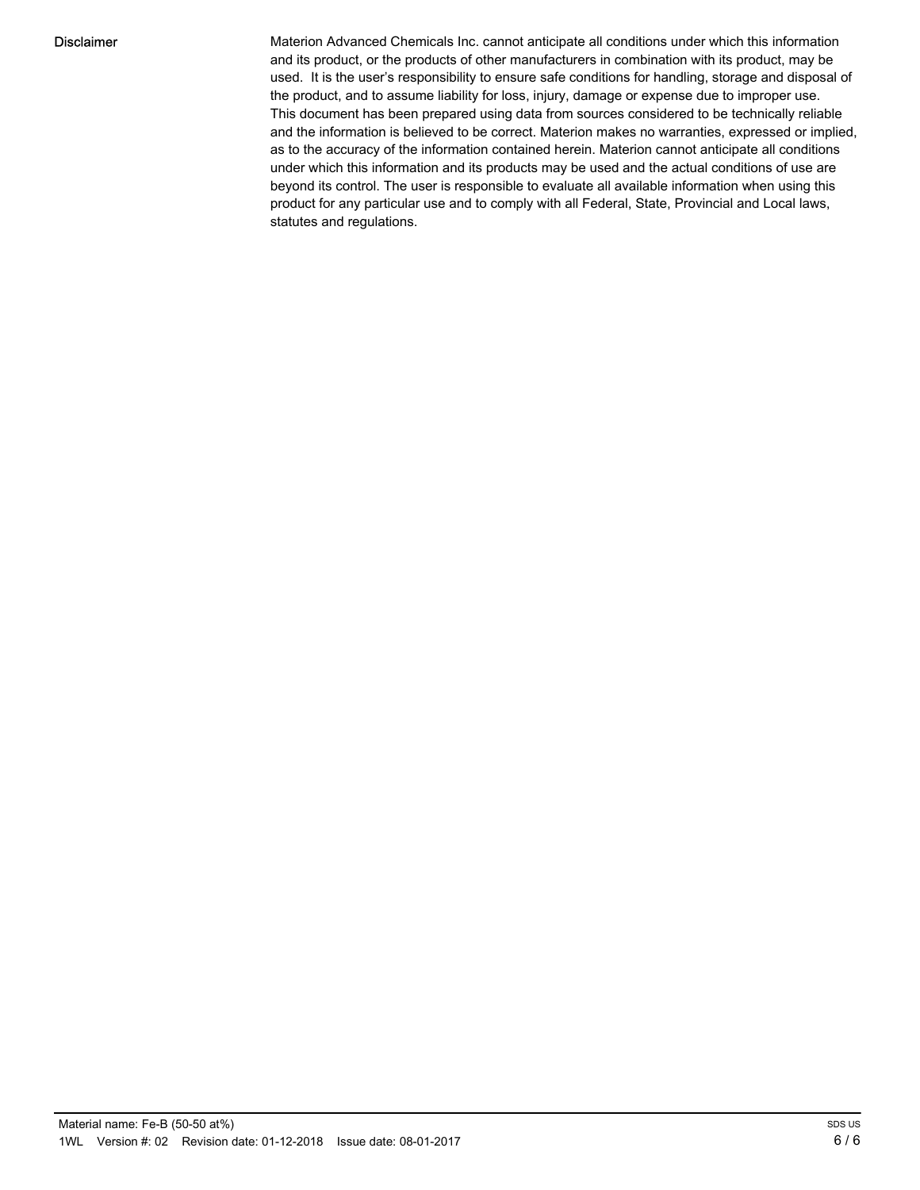**Disclaimer**

Materion Advanced Chemicals Inc. cannot anticipate all conditions under which this information and its product, or the products of other manufacturers in combination with its product, may be used. It is the user's responsibility to ensure safe conditions for handling, storage and disposal of the product, and to assume liability for loss, injury, damage or expense due to improper use. This document has been prepared using data from sources considered to be technically reliable and the information is believed to be correct. Materion makes no warranties, expressed or implied, as to the accuracy of the information contained herein. Materion cannot anticipate all conditions under which this information and its products may be used and the actual conditions of use are beyond its control. The user is responsible to evaluate all available information when using this product for any particular use and to comply with all Federal, State, Provincial and Local laws, statutes and regulations.